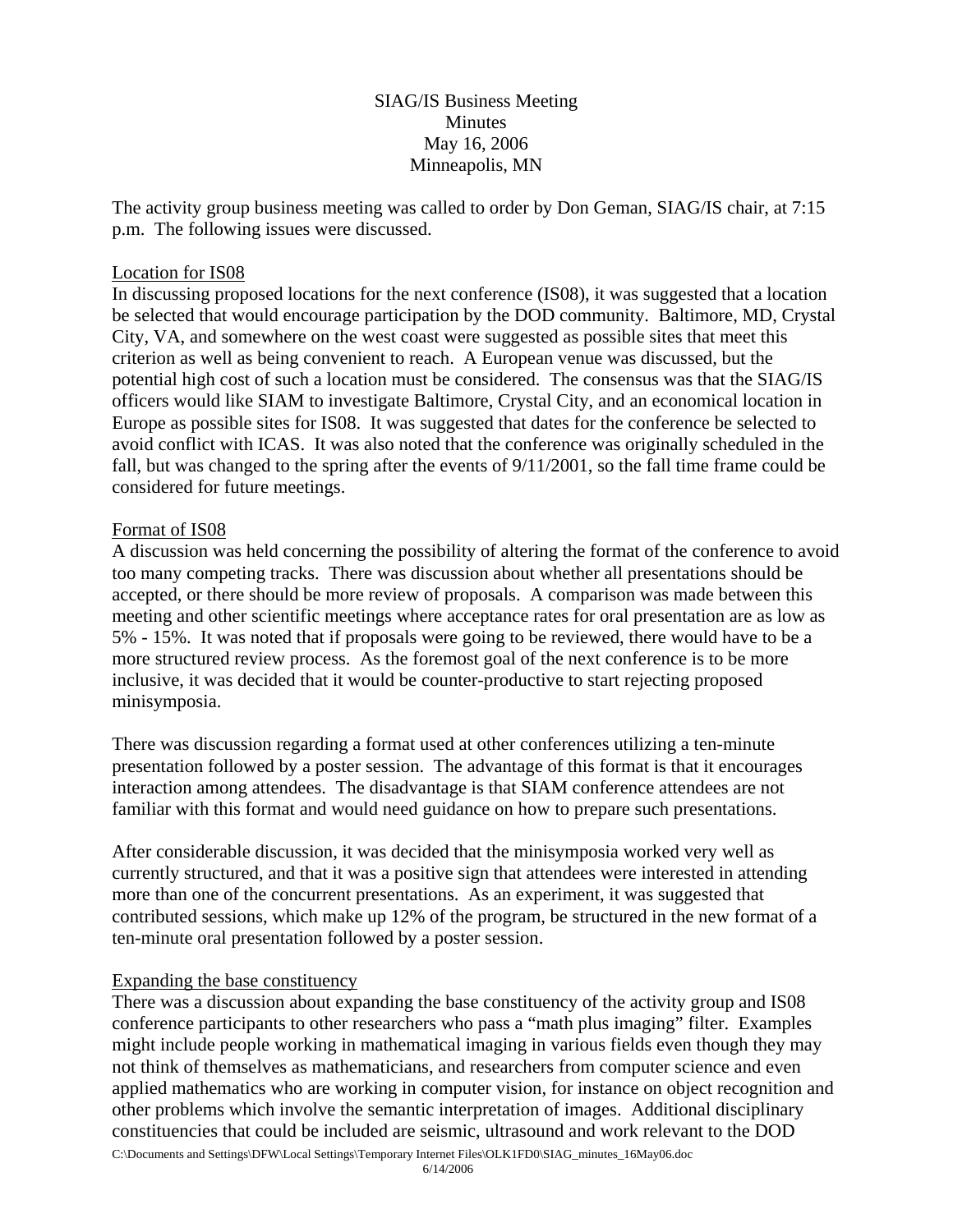SIAG/IS Business Meeting
Minutes
May 16, 2006
Minneapolis, MN

The activity group business meeting was called to order by Don Geman, SIAG/IS chair, at 7:15 p.m. The following issues were discussed.

## Location for IS08

In discussing proposed locations for the next conference (IS08), it was suggested that a location be selected that would encourage participation by the DOD community. Baltimore, MD, Crystal City, VA, and somewhere on the west coast were suggested as possible sites that meet this criterion as well as being convenient to reach. A European venue was discussed, but the potential high cost of such a location must be considered. The consensus was that the SIAG/IS officers would like SIAM to investigate Baltimore, Crystal City, and an economical location in Europe as possible sites for IS08. It was suggested that dates for the conference be selected to avoid conflict with ICAS. It was also noted that the conference was originally scheduled in the fall, but was changed to the spring after the events of 9/11/2001, so the fall time frame could be considered for future meetings.

## Format of IS08

A discussion was held concerning the possibility of altering the format of the conference to avoid too many competing tracks. There was discussion about whether all presentations should be accepted, or there should be more review of proposals. A comparison was made between this meeting and other scientific meetings where acceptance rates for oral presentation are as low as 5% - 15%. It was noted that if proposals were going to be reviewed, there would have to be a more structured review process. As the foremost goal of the next conference is to be more inclusive, it was decided that it would be counter-productive to start rejecting proposed minisymposia.

There was discussion regarding a format used at other conferences utilizing a ten-minute presentation followed by a poster session. The advantage of this format is that it encourages interaction among attendees. The disadvantage is that SIAM conference attendees are not familiar with this format and would need guidance on how to prepare such presentations.

After considerable discussion, it was decided that the minisymposia worked very well as currently structured, and that it was a positive sign that attendees were interested in attending more than one of the concurrent presentations. As an experiment, it was suggested that contributed sessions, which make up 12% of the program, be structured in the new format of a ten-minute oral presentation followed by a poster session.

## Expanding the base constituency

There was a discussion about expanding the base constituency of the activity group and IS08 conference participants to other researchers who pass a "math plus imaging" filter. Examples might include people working in mathematical imaging in various fields even though they may not think of themselves as mathematicians, and researchers from computer science and even applied mathematics who are working in computer vision, for instance on object recognition and other problems which involve the semantic interpretation of images. Additional disciplinary constituencies that could be included are seismic, ultrasound and work relevant to the DOD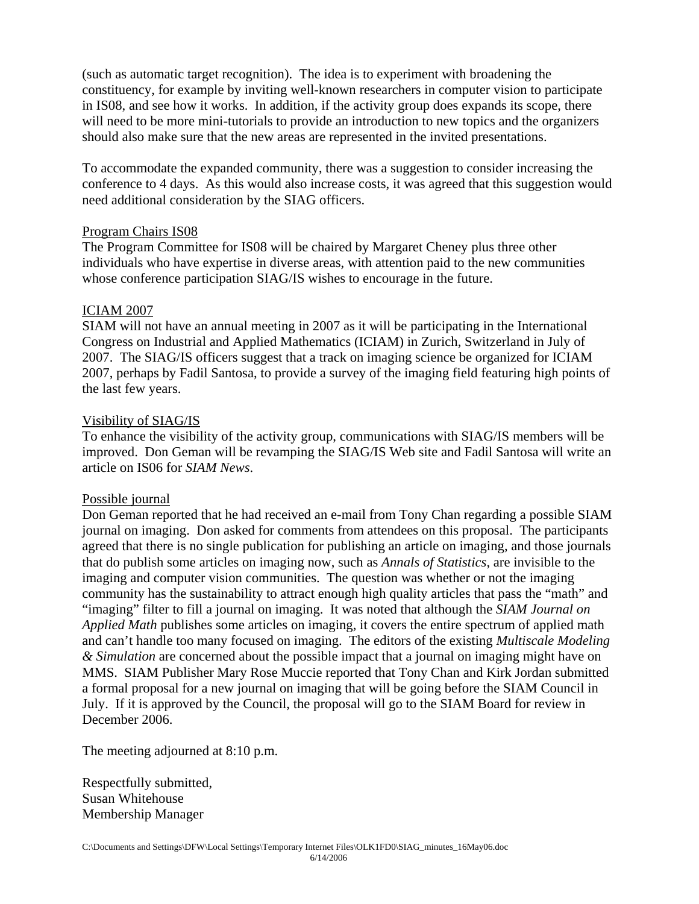(such as automatic target recognition). The idea is to experiment with broadening the constituency, for example by inviting well-known researchers in computer vision to participate in IS08, and see how it works. In addition, if the activity group does expands its scope, there will need to be more mini-tutorials to provide an introduction to new topics and the organizers should also make sure that the new areas are represented in the invited presentations.

To accommodate the expanded community, there was a suggestion to consider increasing the conference to 4 days. As this would also increase costs, it was agreed that this suggestion would need additional consideration by the SIAG officers.

<u>Program Chairs IS08</u>
The Program Committee for IS08 will be chaired by Margaret Cheney plus three other individuals who have expertise in diverse areas, with attention paid to the new communities whose conference participation SIAG/IS wishes to encourage in the future.

<u>ICIAM 2007</u>
SIAM will not have an annual meeting in 2007 as it will be participating in the International Congress on Industrial and Applied Mathematics (ICIAM) in Zurich, Switzerland in July of 2007. The SIAG/IS officers suggest that a track on imaging science be organized for ICIAM 2007, perhaps by Fadil Santosa, to provide a survey of the imaging field featuring high points of the last few years.

<u>Visibility of SIAG/IS</u>
To enhance the visibility of the activity group, communications with SIAG/IS members will be improved. Don Geman will be revamping the SIAG/IS Web site and Fadil Santosa will write an article on IS06 for *SIAM News*.

<u>Possible journal</u>
Don Geman reported that he had received an e-mail from Tony Chan regarding a possible SIAM journal on imaging. Don asked for comments from attendees on this proposal. The participants agreed that there is no single publication for publishing an article on imaging, and those journals that do publish some articles on imaging now, such as *Annals of Statistics*, are invisible to the imaging and computer vision communities. The question was whether or not the imaging community has the sustainability to attract enough high quality articles that pass the "math" and "imaging" filter to fill a journal on imaging. It was noted that although the *SIAM Journal on Applied Math* publishes some articles on imaging, it covers the entire spectrum of applied math and can't handle too many focused on imaging. The editors of the existing *Multiscale Modeling & Simulation* are concerned about the possible impact that a journal on imaging might have on MMS. SIAM Publisher Mary Rose Muccie reported that Tony Chan and Kirk Jordan submitted a formal proposal for a new journal on imaging that will be going before the SIAM Council in July. If it is approved by the Council, the proposal will go to the SIAM Board for review in December 2006.

The meeting adjourned at 8:10 p.m.

Respectfully submitted,
Susan Whitehouse
Membership Manager